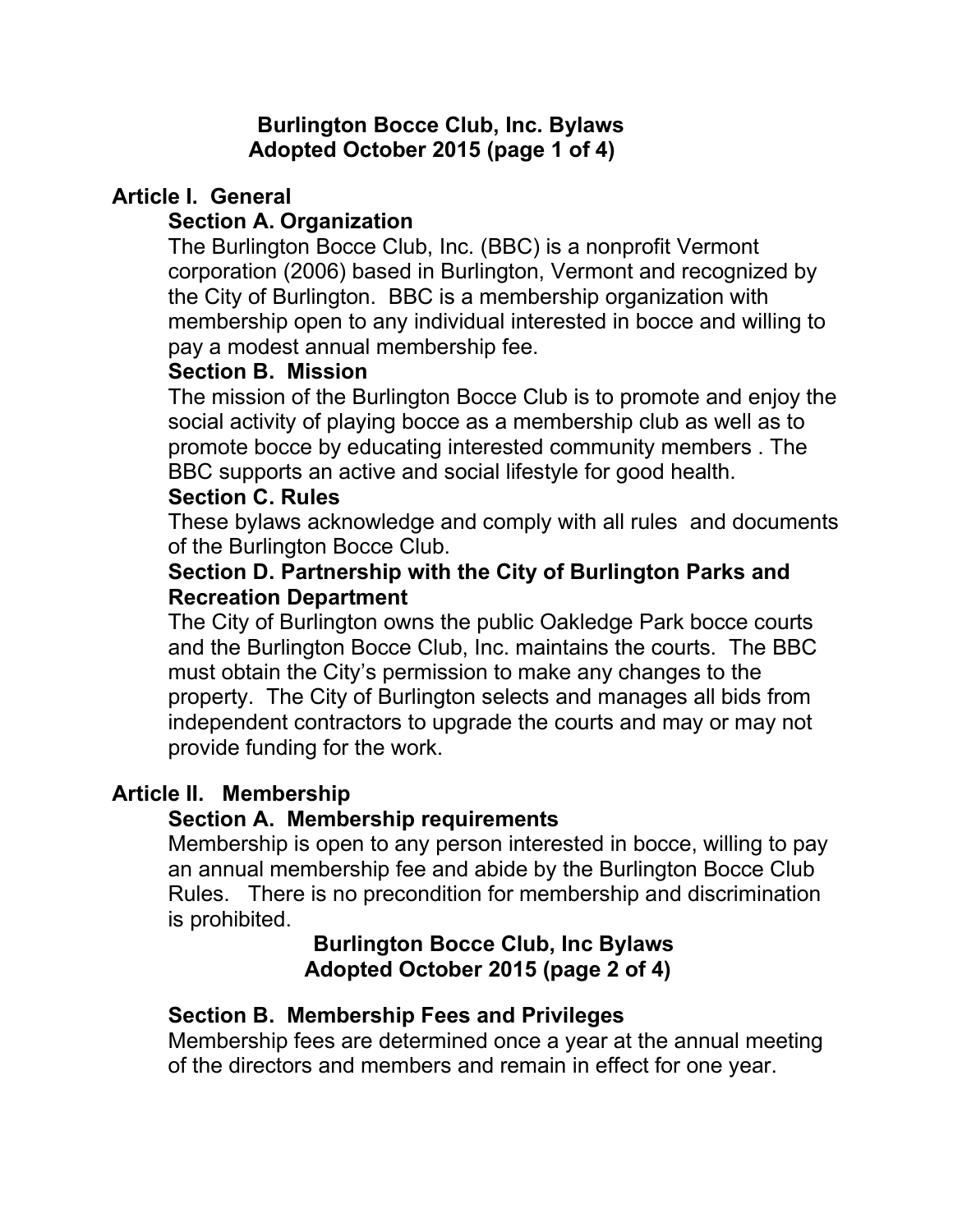# Burlington Bocce Club, Inc. Bylaws
## Adopted October 2015

## Article I. General

### Section A. Organization

The Burlington Bocce Club, Inc. (BBC) is a nonprofit Vermont corporation (2006) based in Burlington, Vermont and recognized by the City of Burlington. BBC is a membership organization with membership open to any individual interested in bocce and willing to pay a modest annual membership fee.

### Section B. Mission

The mission of the Burlington Bocce Club is to promote and enjoy the social activity of playing bocce as a membership club as well as to promote bocce by educating interested community members . The BBC supports an active and social lifestyle for good health.

### Section C. Rules

These bylaws acknowledge and comply with all rules and documents of the Burlington Bocce Club.

### Section D. Partnership with the City of Burlington Parks and Recreation Department

The City of Burlington owns the public Oakledge Park bocce courts and the Burlington Bocce Club, Inc. maintains the courts. The BBC must obtain the City's permission to make any changes to the property. The City of Burlington selects and manages all bids from independent contractors to upgrade the courts and may or may not provide funding for the work.

## Article II. Membership

### Section A. Membership requirements

Membership is open to any person interested in bocce, willing to pay an annual membership fee and abide by the Burlington Bocce Club Rules. There is no precondition for membership and discrimination is prohibited.

### Section B. Membership Fees and Privileges

Membership fees are determined once a year at the annual meeting of the directors and members and remain in effect for one year.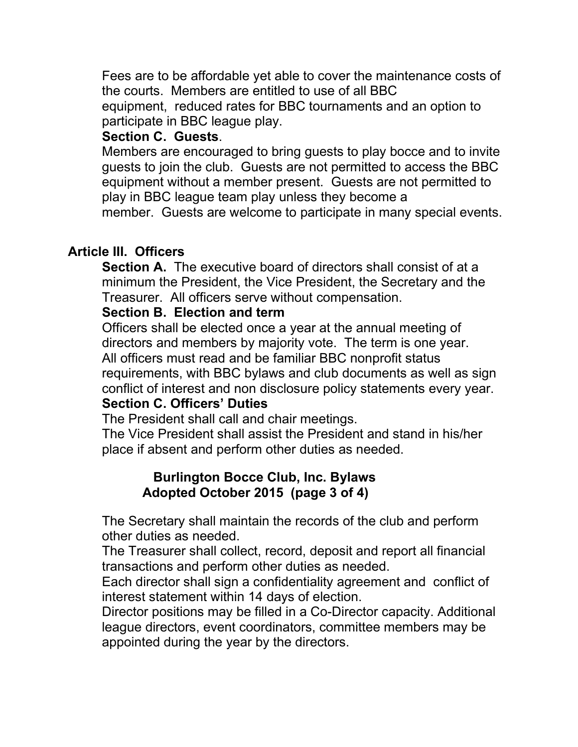Fees are to be affordable yet able to cover the maintenance costs of the courts. Members are entitled to use of all BBC equipment, reduced rates for BBC tournaments and an option to participate in BBC league play.

**Section C. Guests**.

Members are encouraged to bring guests to play bocce and to invite guests to join the club. Guests are not permitted to access the BBC equipment without a member present. Guests are not permitted to play in BBC league team play unless they become a member. Guests are welcome to participate in many special events.

## Article III. Officers

**Section A.** The executive board of directors shall consist of at a minimum the President, the Vice President, the Secretary and the Treasurer. All officers serve without compensation.

**Section B. Election and term**

Officers shall be elected once a year at the annual meeting of directors and members by majority vote. The term is one year. All officers must read and be familiar BBC nonprofit status requirements, with BBC bylaws and club documents as well as sign conflict of interest and non disclosure policy statements every year.

**Section C. Officers' Duties**

The President shall call and chair meetings.

The Vice President shall assist the President and stand in his/her place if absent and perform other duties as needed.

The Secretary shall maintain the records of the club and perform other duties as needed.

The Treasurer shall collect, record, deposit and report all financial transactions and perform other duties as needed.

Each director shall sign a confidentiality agreement and conflict of interest statement within 14 days of election.

Director positions may be filled in a Co-Director capacity. Additional league directors, event coordinators, committee members may be appointed during the year by the directors.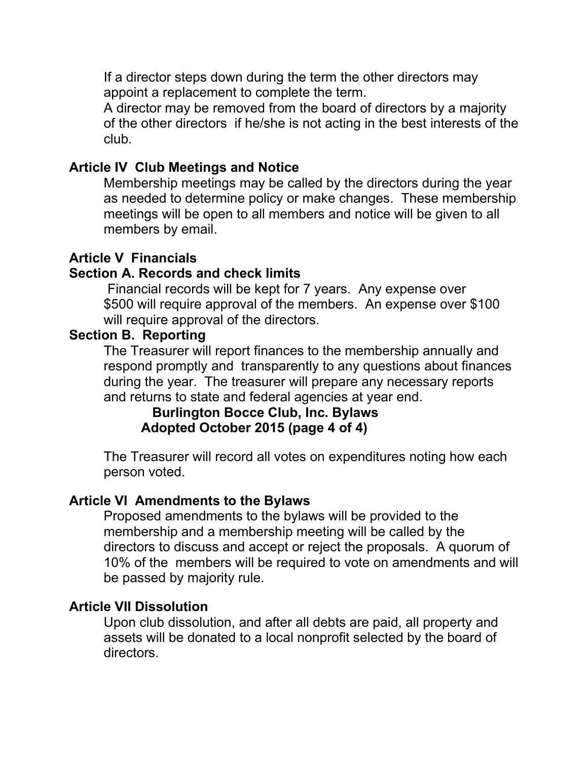If a director steps down during the term the other directors may appoint a replacement to complete the term.

A director may be removed from the board of directors by a majority of the other directors if he/she is not acting in the best interests of the club.

## Article IV Club Meetings and Notice

Membership meetings may be called by the directors during the year as needed to determine policy or make changes. These membership meetings will be open to all members and notice will be given to all members by email.

## Article V Financials

### Section A. Records and check limits

Financial records will be kept for 7 years. Any expense over $500 will require approval of the members. An expense over $100 will require approval of the directors.

### Section B. Reporting

The Treasurer will report finances to the membership annually and respond promptly and transparently to any questions about finances during the year. The treasurer will prepare any necessary reports and returns to state and federal agencies at year end.

The Treasurer will record all votes on expenditures noting how each person voted.

## Article VI Amendments to the Bylaws

Proposed amendments to the bylaws will be provided to the membership and a membership meeting will be called by the directors to discuss and accept or reject the proposals. A quorum of 10% of the members will be required to vote on amendments and will be passed by majority rule.

## Article VII Dissolution

Upon club dissolution, and after all debts are paid, all property and assets will be donated to a local nonprofit selected by the board of directors.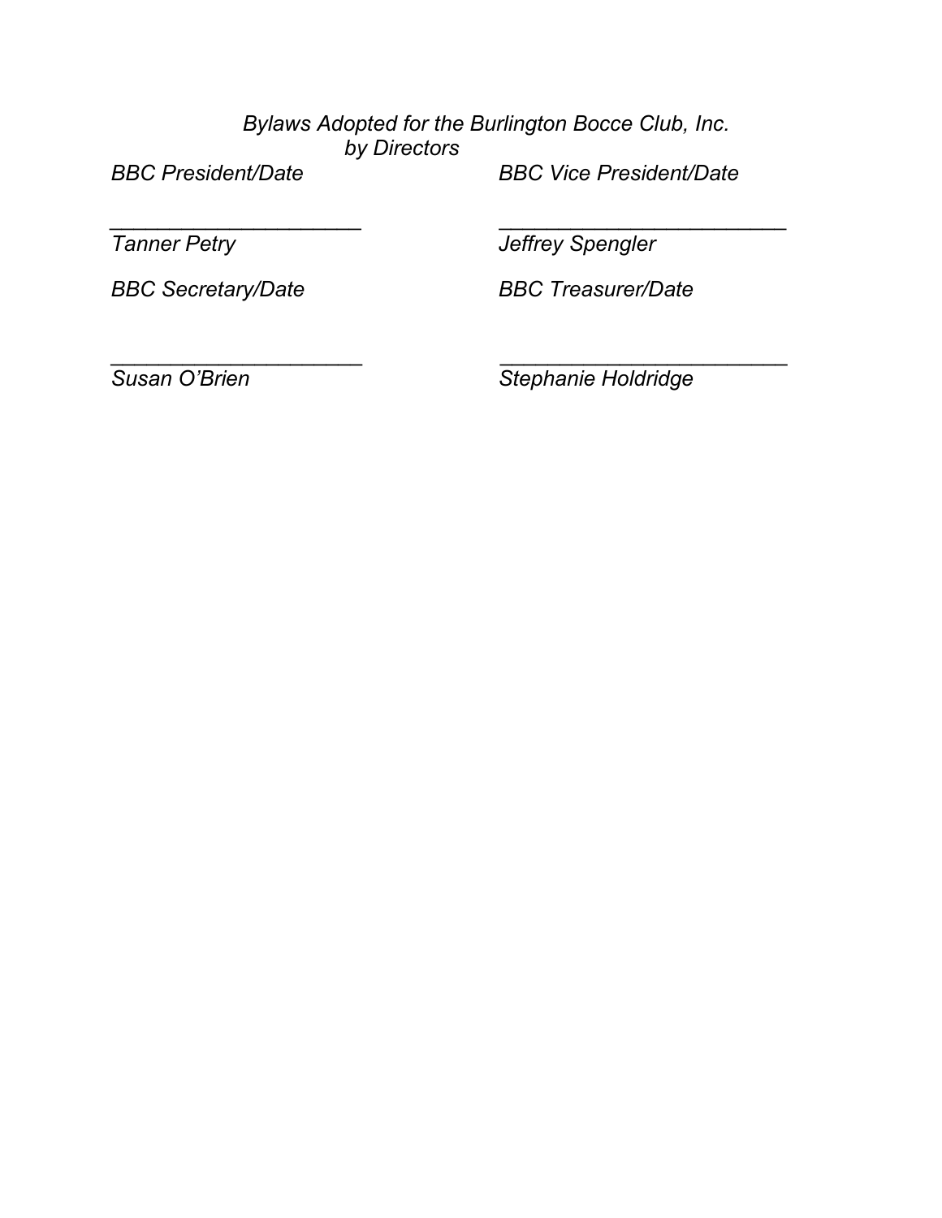*Bylaws Adopted for the Burlington Bocce Club, Inc.*
*by Directors*

| *BBC President/Date* | *BBC Vice President/Date* |
|---|---|
| ______________________ | _________________________ |
| *Tanner Petry* | *Jeffrey Spengler* |
| *BBC Secretary/Date* | *BBC Treasurer/Date* |
| ______________________ | _________________________ |
| *Susan O'Brien* | *Stephanie Holdridge* |